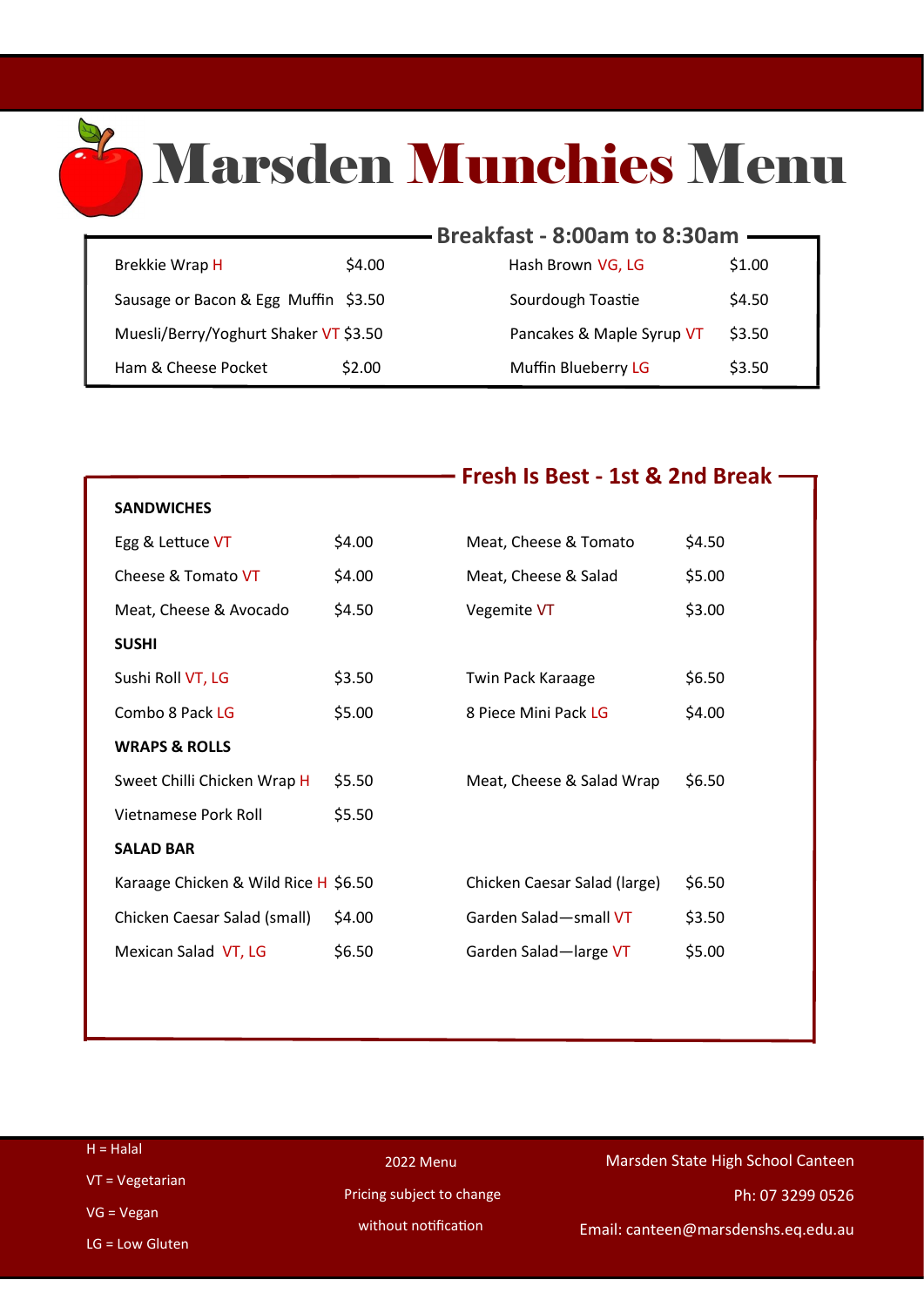# Marsden Munchies Menu

## Breakfast - 8:00am to 8:30am

| Item | Price | Item | Price |
|---|---|---|---|
| Brekkie Wrap H | $4.00 | Hash Brown VG, LG | $1.00 |
| Sausage or Bacon & Egg Muffin | $3.50 | Sourdough Toastie | $4.50 |
| Muesli/Berry/Yoghurt Shaker VT | $3.50 | Pancakes & Maple Syrup VT | $3.50 |
| Ham & Cheese Pocket | $2.00 | Muffin Blueberry LG | $3.50 |

## Fresh Is Best - 1st & 2nd Break

### SANDWICHES

| Item | Price | Item | Price |
|---|---|---|---|
| Egg & Lettuce VT | $4.00 | Meat, Cheese & Tomato | $4.50 |
| Cheese & Tomato VT | $4.00 | Meat, Cheese & Salad | $5.00 |
| Meat, Cheese & Avocado | $4.50 | Vegemite VT | $3.00 |

### SUSHI

| Item | Price | Item | Price |
|---|---|---|---|
| Sushi Roll VT, LG | $3.50 | Twin Pack Karaage | $6.50 |
| Combo 8 Pack LG | $5.00 | 8 Piece Mini Pack LG | $4.00 |

### WRAPS & ROLLS

| Item | Price | Item | Price |
|---|---|---|---|
| Sweet Chilli Chicken Wrap H | $5.50 | Meat, Cheese & Salad Wrap | $6.50 |
| Vietnamese Pork Roll | $5.50 | | |

### SALAD BAR

| Item | Price | Item | Price |
|---|---|---|---|
| Karaage Chicken & Wild Rice H | $6.50 | Chicken Caesar Salad (large) | $6.50 |
| Chicken Caesar Salad (small) | $4.00 | Garden Salad—small VT | $3.50 |
| Mexican Salad VT, LG | $6.50 | Garden Salad—large VT | $5.00 |

H = Halal
VT = Vegetarian
VG = Vegan
LG = Low Gluten

2022 Menu
Pricing subject to change without notification

Marsden State High School Canteen
Ph: 07 3299 0526
Email: canteen@marsdenshs.eq.edu.au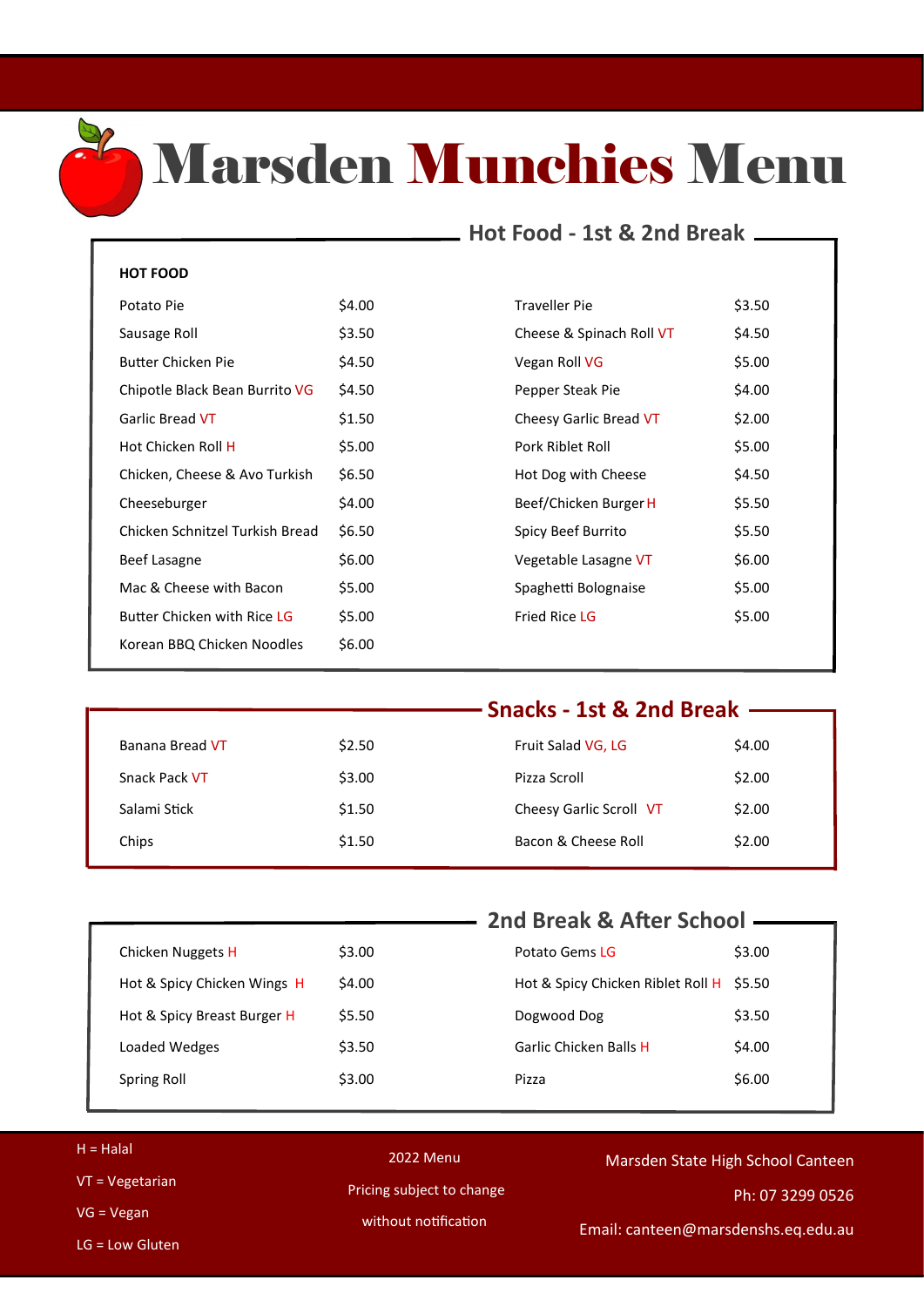# Marsden Munchies Menu

## Hot Food - 1st & 2nd Break

**HOT FOOD**

| Item | Price | Item | Price |
|---|---|---|---|
| Potato Pie | $4.00 | Traveller Pie | $3.50 |
| Sausage Roll | $3.50 | Cheese & Spinach Roll VT | $4.50 |
| Butter Chicken Pie | $4.50 | Vegan Roll VG | $5.00 |
| Chipotle Black Bean Burrito VG | $4.50 | Pepper Steak Pie | $4.00 |
| Garlic Bread VT | $1.50 | Cheesy Garlic Bread VT | $2.00 |
| Hot Chicken Roll H | $5.00 | Pork Riblet Roll | $5.00 |
| Chicken, Cheese & Avo Turkish | $6.50 | Hot Dog with Cheese | $4.50 |
| Cheeseburger | $4.00 | Beef/Chicken Burger H | $5.50 |
| Chicken Schnitzel Turkish Bread | $6.50 | Spicy Beef Burrito | $5.50 |
| Beef Lasagne | $6.00 | Vegetable Lasagne VT | $6.00 |
| Mac & Cheese with Bacon | $5.00 | Spaghetti Bolognaise | $5.00 |
| Butter Chicken with Rice LG | $5.00 | Fried Rice LG | $5.00 |
| Korean BBQ Chicken Noodles | $6.00 | | |

## Snacks - 1st & 2nd Break

| Item | Price | Item | Price |
|---|---|---|---|
| Banana Bread VT | $2.50 | Fruit Salad VG, LG | $4.00 |
| Snack Pack VT | $3.00 | Pizza Scroll | $2.00 |
| Salami Stick | $1.50 | Cheesy Garlic Scroll VT | $2.00 |
| Chips | $1.50 | Bacon & Cheese Roll | $2.00 |

## 2nd Break & After School

| Item | Price | Item | Price |
|---|---|---|---|
| Chicken Nuggets H | $3.00 | Potato Gems LG | $3.00 |
| Hot & Spicy Chicken Wings H | $4.00 | Hot & Spicy Chicken Riblet Roll H | $5.50 |
| Hot & Spicy Breast Burger H | $5.50 | Dogwood Dog | $3.50 |
| Loaded Wedges | $3.50 | Garlic Chicken Balls H | $4.00 |
| Spring Roll | $3.00 | Pizza | $6.00 |

H = Halal
VT = Vegetarian
VG = Vegan
LG = Low Gluten

2022 Menu
Pricing subject to change without notification

Marsden State High School Canteen
Ph: 07 3299 0526
Email: canteen@marsdenshs.eq.edu.au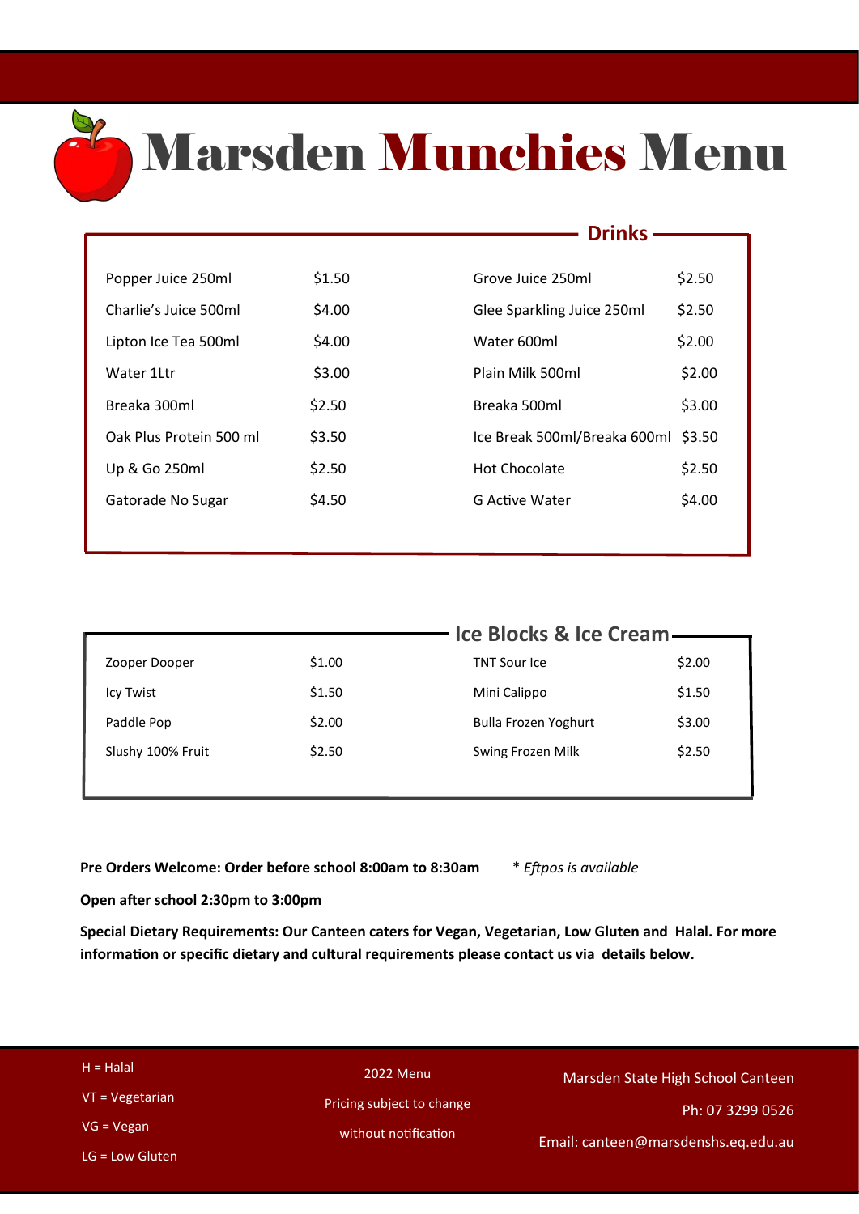# Marsden Munchies Menu

## Drinks

| | | | |
|---|---|---|---|
| Popper Juice 250ml | $1.50 | Grove Juice 250ml | $2.50 |
| Charlie's Juice 500ml | $4.00 | Glee Sparkling Juice 250ml | $2.50 |
| Lipton Ice Tea 500ml | $4.00 | Water 600ml | $2.00 |
| Water 1Ltr | $3.00 | Plain Milk 500ml | $2.00 |
| Breaka 300ml | $2.50 | Breaka 500ml | $3.00 |
| Oak Plus Protein 500 ml | $3.50 | Ice Break 500ml/Breaka 600ml | $3.50 |
| Up & Go 250ml | $2.50 | Hot Chocolate | $2.50 |
| Gatorade No Sugar | $4.50 | G Active Water | $4.00 |

## Ice Blocks & Ice Cream

| | | | |
|---|---|---|---|
| Zooper Dooper | $1.00 | TNT Sour Ice | $2.00 |
| Icy Twist | $1.50 | Mini Calippo | $1.50 |
| Paddle Pop | $2.00 | Bulla Frozen Yoghurt | $3.00 |
| Slushy 100% Fruit | $2.50 | Swing Frozen Milk | $2.50 |

**Pre Orders Welcome: Order before school 8:00am to 8:30am** * *Eftpos is available*

**Open after school 2:30pm to 3:00pm**

**Special Dietary Requirements: Our Canteen caters for Vegan, Vegetarian, Low Gluten and Halal. For more information or specific dietary and cultural requirements please contact us via details below.**

H = Halal
VT = Vegetarian
VG = Vegan
LG = Low Gluten

2022 Menu
Pricing subject to change without notification

Marsden State High School Canteen
Ph: 07 3299 0526
Email: canteen@marsdenshs.eq.edu.au